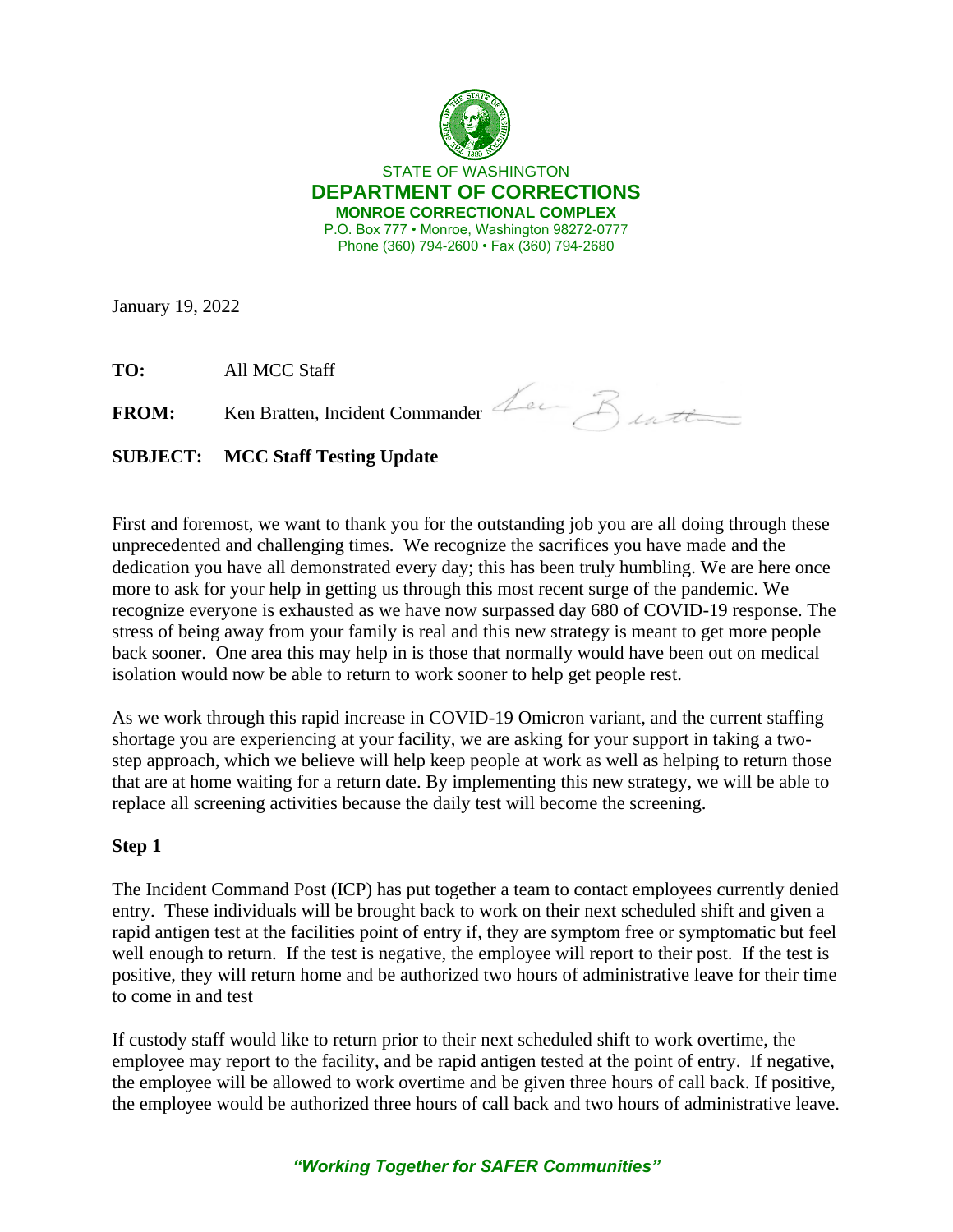STATE OF WASHINGTON

**DEPARTMENT OF CORRECTIONS**

**MONROE CORRECTIONAL COMPLEX**

P.O. Box 777 • Monroe, Washington 98272-0777

Phone (360) 794-2600 • Fax (360) 794-2680

January 19, 2022

**TO:** All MCC Staff

**FROM:** Ken Bratten, Incident Commander

**SUBJECT: MCC Staff Testing Update**

First and foremost, we want to thank you for the outstanding job you are all doing through these unprecedented and challenging times. We recognize the sacrifices you have made and the dedication you have all demonstrated every day; this has been truly humbling. We are here once more to ask for your help in getting us through this most recent surge of the pandemic. We recognize everyone is exhausted as we have now surpassed day 680 of COVID-19 response. The stress of being away from your family is real and this new strategy is meant to get more people back sooner. One area this may help in is those that normally would have been out on medical isolation would now be able to return to work sooner to help get people rest.

As we work through this rapid increase in COVID-19 Omicron variant, and the current staffing shortage you are experiencing at your facility, we are asking for your support in taking a two-step approach, which we believe will help keep people at work as well as helping to return those that are at home waiting for a return date. By implementing this new strategy, we will be able to replace all screening activities because the daily test will become the screening.

**Step 1**

The Incident Command Post (ICP) has put together a team to contact employees currently denied entry. These individuals will be brought back to work on their next scheduled shift and given a rapid antigen test at the facilities point of entry if, they are symptom free or symptomatic but feel well enough to return. If the test is negative, the employee will report to their post. If the test is positive, they will return home and be authorized two hours of administrative leave for their time to come in and test

If custody staff would like to return prior to their next scheduled shift to work overtime, the employee may report to the facility, and be rapid antigen tested at the point of entry. If negative, the employee will be allowed to work overtime and be given three hours of call back. If positive, the employee would be authorized three hours of call back and two hours of administrative leave.

***"Working Together for SAFER Communities"***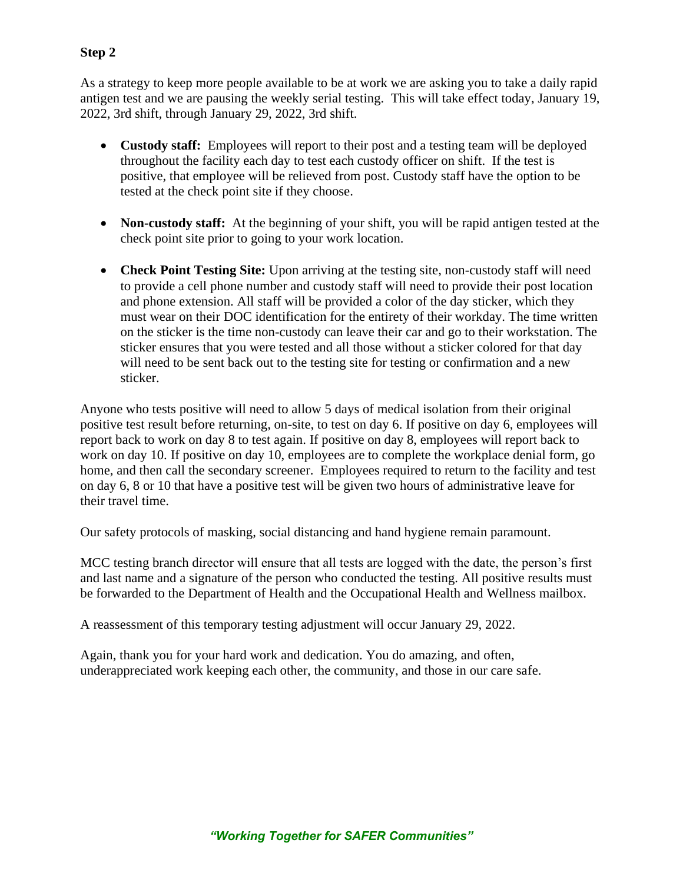**Step 2**

As a strategy to keep more people available to be at work we are asking you to take a daily rapid antigen test and we are pausing the weekly serial testing. This will take effect today, January 19, 2022, 3rd shift, through January 29, 2022, 3rd shift.

- **Custody staff:** Employees will report to their post and a testing team will be deployed throughout the facility each day to test each custody officer on shift. If the test is positive, that employee will be relieved from post. Custody staff have the option to be tested at the check point site if they choose.

- **Non-custody staff:** At the beginning of your shift, you will be rapid antigen tested at the check point site prior to going to your work location.

- **Check Point Testing Site:** Upon arriving at the testing site, non-custody staff will need to provide a cell phone number and custody staff will need to provide their post location and phone extension. All staff will be provided a color of the day sticker, which they must wear on their DOC identification for the entirety of their workday. The time written on the sticker is the time non-custody can leave their car and go to their workstation. The sticker ensures that you were tested and all those without a sticker colored for that day will need to be sent back out to the testing site for testing or confirmation and a new sticker.

Anyone who tests positive will need to allow 5 days of medical isolation from their original positive test result before returning, on-site, to test on day 6. If positive on day 6, employees will report back to work on day 8 to test again. If positive on day 8, employees will report back to work on day 10. If positive on day 10, employees are to complete the workplace denial form, go home, and then call the secondary screener. Employees required to return to the facility and test on day 6, 8 or 10 that have a positive test will be given two hours of administrative leave for their travel time.

Our safety protocols of masking, social distancing and hand hygiene remain paramount.

MCC testing branch director will ensure that all tests are logged with the date, the person's first and last name and a signature of the person who conducted the testing. All positive results must be forwarded to the Department of Health and the Occupational Health and Wellness mailbox.

A reassessment of this temporary testing adjustment will occur January 29, 2022.

Again, thank you for your hard work and dedication. You do amazing, and often, underappreciated work keeping each other, the community, and those in our care safe.